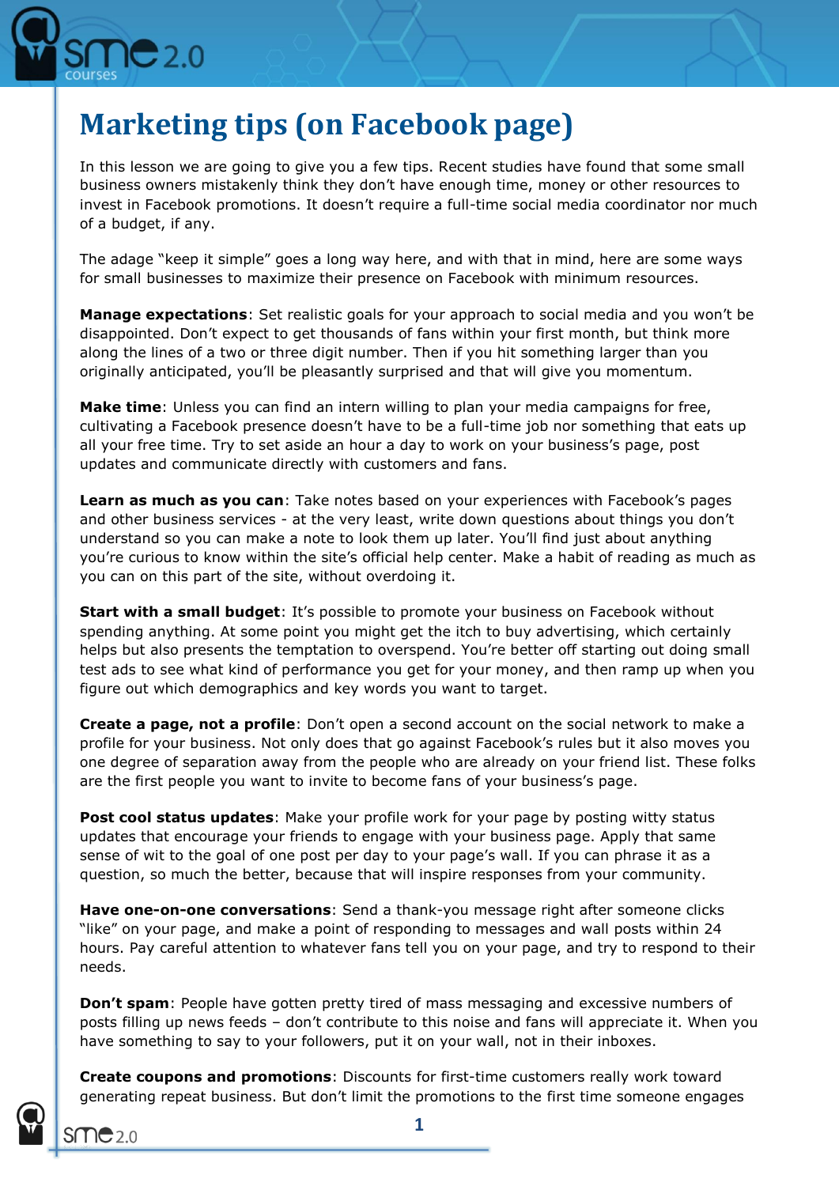# Marketing tips (on Facebook page)

In this lesson we are going to give you a few tips. Recent studies have found that some small business owners mistakenly think they don't have enough time, money or other resources to invest in Facebook promotions. It doesn't require a full-time social media coordinator nor much of a budget, if any.

The adage "keep it simple" goes a long way here, and with that in mind, here are some ways for small businesses to maximize their presence on Facebook with minimum resources.

**Manage expectations**: Set realistic goals for your approach to social media and you won't be disappointed. Don't expect to get thousands of fans within your first month, but think more along the lines of a two or three digit number. Then if you hit something larger than you originally anticipated, you'll be pleasantly surprised and that will give you momentum.

**Make time**: Unless you can find an intern willing to plan your media campaigns for free, cultivating a Facebook presence doesn't have to be a full-time job nor something that eats up all your free time. Try to set aside an hour a day to work on your business's page, post updates and communicate directly with customers and fans.

**Learn as much as you can**: Take notes based on your experiences with Facebook's pages and other business services - at the very least, write down questions about things you don't understand so you can make a note to look them up later. You'll find just about anything you're curious to know within the site's official help center. Make a habit of reading as much as you can on this part of the site, without overdoing it.

**Start with a small budget**: It's possible to promote your business on Facebook without spending anything. At some point you might get the itch to buy advertising, which certainly helps but also presents the temptation to overspend. You're better off starting out doing small test ads to see what kind of performance you get for your money, and then ramp up when you figure out which demographics and key words you want to target.

**Create a page, not a profile**: Don't open a second account on the social network to make a profile for your business. Not only does that go against Facebook's rules but it also moves you one degree of separation away from the people who are already on your friend list. These folks are the first people you want to invite to become fans of your business's page.

**Post cool status updates**: Make your profile work for your page by posting witty status updates that encourage your friends to engage with your business page. Apply that same sense of wit to the goal of one post per day to your page's wall. If you can phrase it as a question, so much the better, because that will inspire responses from your community.

**Have one-on-one conversations**: Send a thank-you message right after someone clicks "like" on your page, and make a point of responding to messages and wall posts within 24 hours. Pay careful attention to whatever fans tell you on your page, and try to respond to their needs.

**Don't spam**: People have gotten pretty tired of mass messaging and excessive numbers of posts filling up news feeds – don't contribute to this noise and fans will appreciate it. When you have something to say to your followers, put it on your wall, not in their inboxes.

**Create coupons and promotions**: Discounts for first-time customers really work toward generating repeat business. But don't limit the promotions to the first time someone engages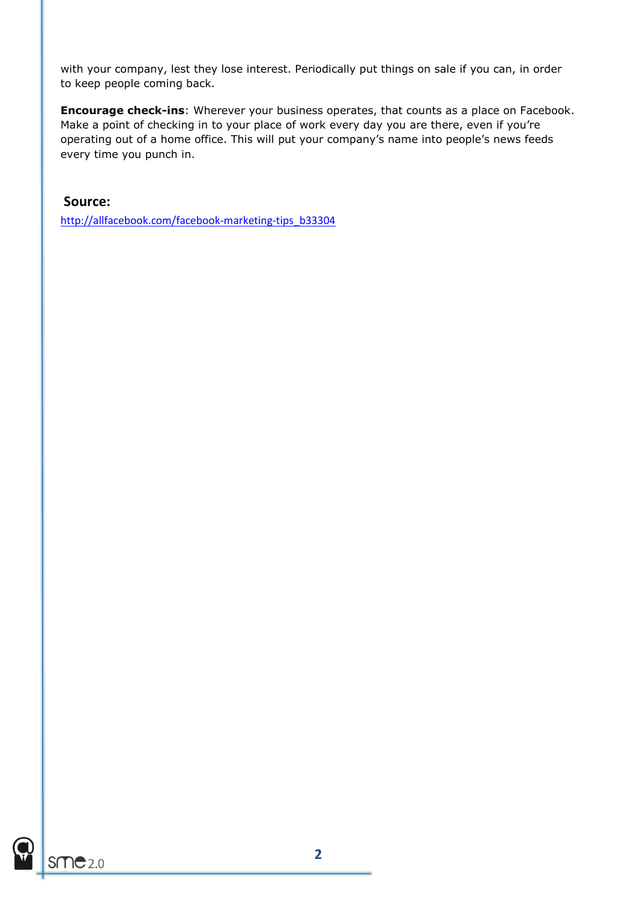with your company, lest they lose interest. Periodically put things on sale if you can, in order to keep people coming back.

**Encourage check-ins**: Wherever your business operates, that counts as a place on Facebook. Make a point of checking in to your place of work every day you are there, even if you're operating out of a home office. This will put your company's name into people's news feeds every time you punch in.

## Source:

http://allfacebook.com/facebook-marketing-tips_b33304